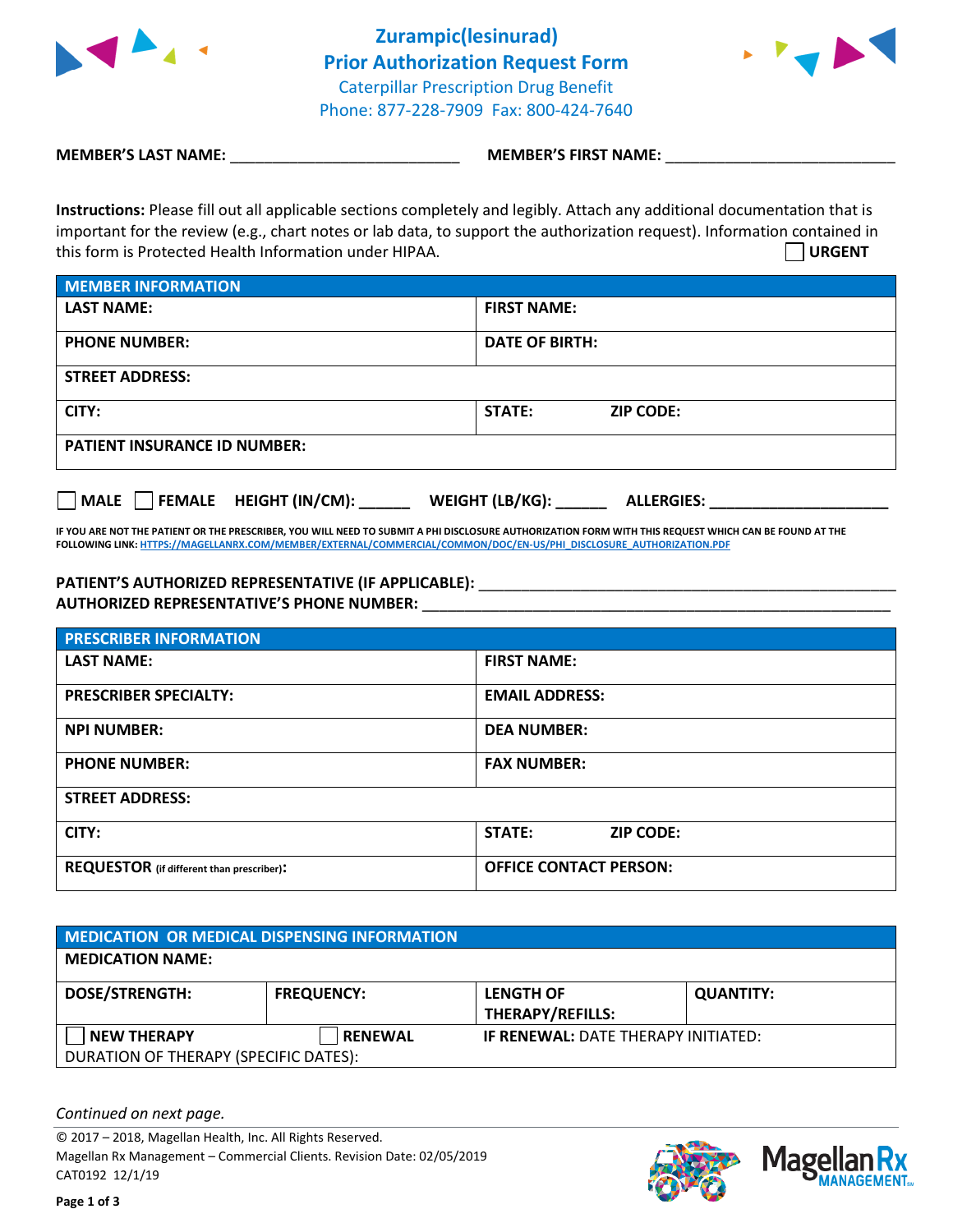# Zurampic(lesinurad)
## Prior Authorization Request Form

Caterpillar Prescription Drug Benefit
Phone: 877-228-7909 Fax: 800-424-7640

**MEMBER'S LAST NAME:** ___________________________ **MEMBER'S FIRST NAME:** ___________________________

**Instructions:** Please fill out all applicable sections completely and legibly. Attach any additional documentation that is important for the review (e.g., chart notes or lab data, to support the authorization request). Information contained in this form is Protected Health Information under HIPAA.

☐ **URGENT**

| MEMBER INFORMATION | |
|---|---|
| **LAST NAME:** | **FIRST NAME:** |
| **PHONE NUMBER:** | **DATE OF BIRTH:** |
| **STREET ADDRESS:** | |
| **CITY:** | **STATE:** **ZIP CODE:** |
| **PATIENT INSURANCE ID NUMBER:** | |

☐ **MALE** ☐ **FEMALE** **HEIGHT (IN/CM):** ______ **WEIGHT (LB/KG):** ______ **ALLERGIES:** ____________________

**IF YOU ARE NOT THE PATIENT OR THE PRESCRIBER, YOU WILL NEED TO SUBMIT A PHI DISCLOSURE AUTHORIZATION FORM WITH THIS REQUEST WHICH CAN BE FOUND AT THE FOLLOWING LINK: HTTPS://MAGELLANRX.COM/MEMBER/EXTERNAL/COMMERCIAL/COMMON/DOC/EN-US/PHI_DISCLOSURE_AUTHORIZATION.PDF**

**PATIENT'S AUTHORIZED REPRESENTATIVE (IF APPLICABLE):** ____________________________________________
**AUTHORIZED REPRESENTATIVE'S PHONE NUMBER:** ____________________________________________

| PRESCRIBER INFORMATION | |
|---|---|
| **LAST NAME:** | **FIRST NAME:** |
| **PRESCRIBER SPECIALTY:** | **EMAIL ADDRESS:** |
| **NPI NUMBER:** | **DEA NUMBER:** |
| **PHONE NUMBER:** | **FAX NUMBER:** |
| **STREET ADDRESS:** | |
| **CITY:** | **STATE:** **ZIP CODE:** |
| **REQUESTOR** (if different than prescriber)**:** | **OFFICE CONTACT PERSON:** |

| MEDICATION OR MEDICAL DISPENSING INFORMATION | | | |
|---|---|---|---|
| **MEDICATION NAME:** | | | |
| **DOSE/STRENGTH:** | **FREQUENCY:** | **LENGTH OF THERAPY/REFILLS:** | **QUANTITY:** |
| ☐ **NEW THERAPY** | ☐ **RENEWAL** | **IF RENEWAL:** DATE THERAPY INITIATED: | |
| DURATION OF THERAPY (SPECIFIC DATES): | | | |

*Continued on next page.*

© 2017 – 2018, Magellan Health, Inc. All Rights Reserved.
Magellan Rx Management – Commercial Clients. Revision Date: 02/05/2019
CAT0192 12/1/19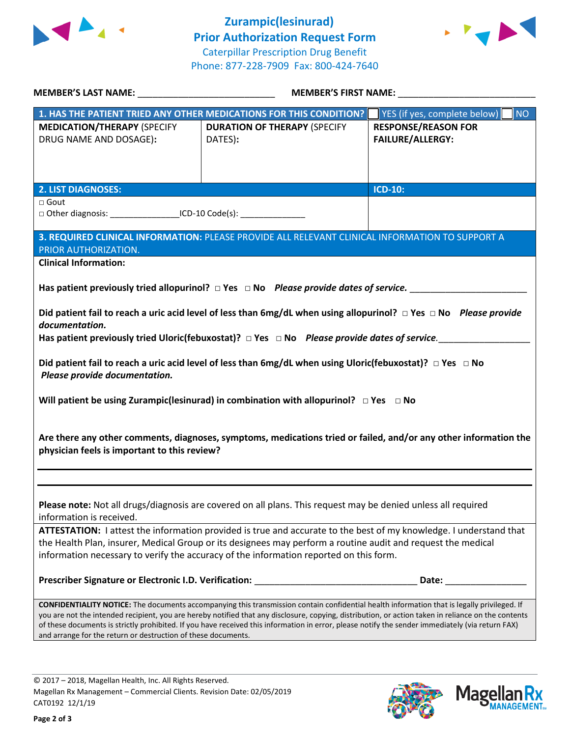# Zurampic(lesinurad) Prior Authorization Request Form

Caterpillar Prescription Drug Benefit
Phone: 877-228-7909 Fax: 800-424-7640

**MEMBER'S LAST NAME:** ___________________________ **MEMBER'S FIRST NAME:** ___________________________

| **1. HAS THE PATIENT TRIED ANY OTHER MEDICATIONS FOR THIS CONDITION?** | | ☐ YES (if yes, complete below) ☐ NO |
|---|---|---|
| **MEDICATION/THERAPY** (SPECIFY DRUG NAME AND DOSAGE): | **DURATION OF THERAPY** (SPECIFY DATES): | **RESPONSE/REASON FOR FAILURE/ALLERGY:** |
| | | |

| **2. LIST DIAGNOSES:** | **ICD-10:** |
|---|---|
| □ Gout<br>□ Other diagnosis: _______________ICD-10 Code(s): ______________ | |

**3. REQUIRED CLINICAL INFORMATION:** PLEASE PROVIDE ALL RELEVANT CLINICAL INFORMATION TO SUPPORT A PRIOR AUTHORIZATION.

**Clinical Information:**

**Has patient previously tried allopurinol?** □ **Yes** □ **No** ***Please provide dates of service.*** _______________________

**Did patient fail to reach a uric acid level of less than 6mg/dL when using allopurinol?** □ **Yes** □ **No** ***Please provide documentation.***

**Has patient previously tried Uloric(febuxostat)?** □ **Yes** □ **No** ***Please provide dates of service.***__________________

**Did patient fail to reach a uric acid level of less than 6mg/dL when using Uloric(febuxostat)?** □ **Yes** □ **No** ***Please provide documentation.***

**Will patient be using Zurampic(lesinurad) in combination with allopurinol?** □ **Yes** □ **No**

**Are there any other comments, diagnoses, symptoms, medications tried or failed, and/or any other information the physician feels is important to this review?**

_______________________________________________________________

_______________________________________________________________

**Please note:** Not all drugs/diagnosis are covered on all plans. This request may be denied unless all required information is received.

**ATTESTATION:** I attest the information provided is true and accurate to the best of my knowledge. I understand that the Health Plan, insurer, Medical Group or its designees may perform a routine audit and request the medical information necessary to verify the accuracy of the information reported on this form.

**Prescriber Signature or Electronic I.D. Verification:** _________________________________ **Date:** ________________

**CONFIDENTIALITY NOTICE:** The documents accompanying this transmission contain confidential health information that is legally privileged. If you are not the intended recipient, you are hereby notified that any disclosure, copying, distribution, or action taken in reliance on the contents of these documents is strictly prohibited. If you have received this information in error, please notify the sender immediately (via return FAX) and arrange for the return or destruction of these documents.

© 2017 – 2018, Magellan Health, Inc. All Rights Reserved.
Magellan Rx Management – Commercial Clients. Revision Date: 02/05/2019
CAT0192 12/1/19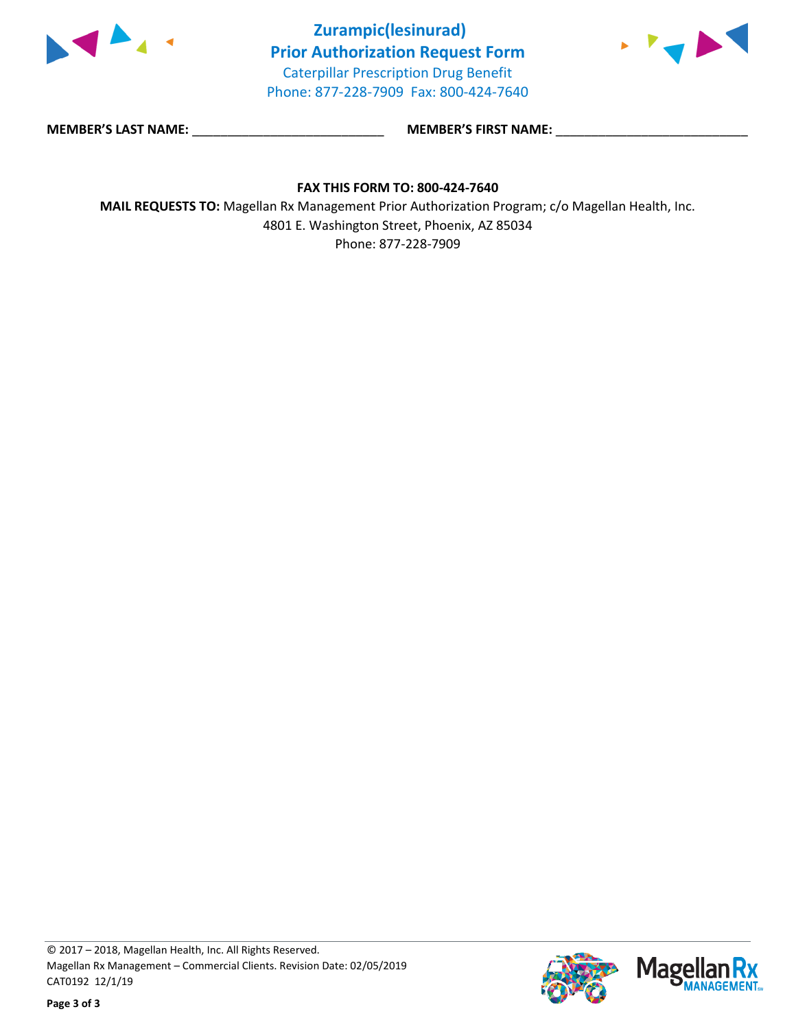# Zurampic(lesinurad)
## Prior Authorization Request Form

Caterpillar Prescription Drug Benefit
Phone: 877-228-7909  Fax: 800-424-7640

**MEMBER'S LAST NAME:** ___________________________ **MEMBER'S FIRST NAME:** ___________________________

**FAX THIS FORM TO: 800-424-7640**

**MAIL REQUESTS TO:** Magellan Rx Management Prior Authorization Program; c/o Magellan Health, Inc.
4801 E. Washington Street, Phoenix, AZ 85034
Phone: 877-228-7909

© 2017 – 2018, Magellan Health, Inc. All Rights Reserved.
Magellan Rx Management – Commercial Clients. Revision Date: 02/05/2019
CAT0192 12/1/19